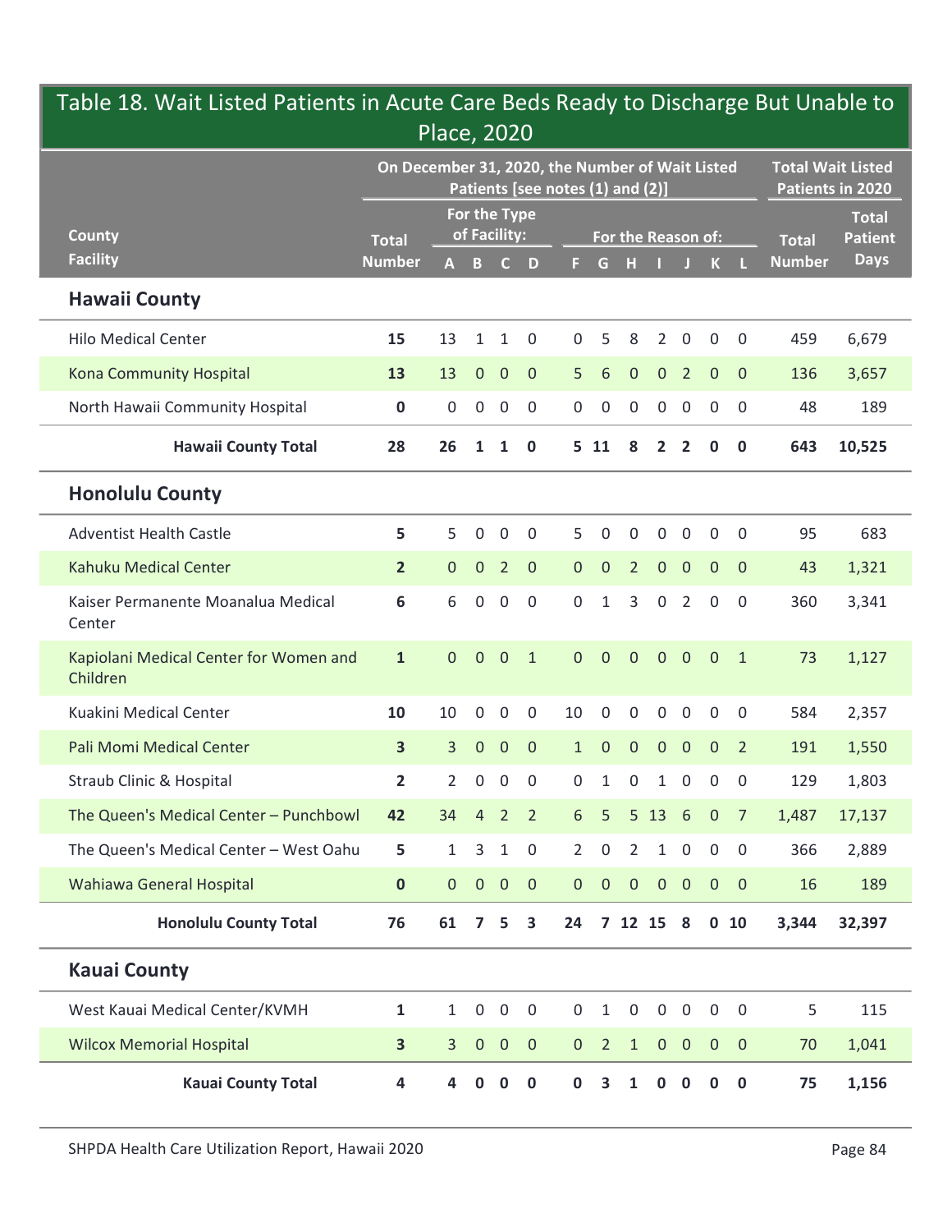# Table 18. Wait Listed Patients in Acute Care Beds Ready to Discharge But Unable to Place, 2020

| County Facility | On December 31, 2020, the Number of Wait Listed Patients [see notes (1) and (2)] | | | | | | | | | | | | | Total Wait Listed Patients in 2020 | |
|---|---|---|---|---|---|---|---|---|---|---|---|---|---|---|---|
| | Total Number | For the Type of Facility: | | | | For the Reason of: | | | | | | | | Total Number | Total Patient Days |
| | | A | B | C | D | F | G | H | I | J | K | L | | | |
| **Hawaii County** | | | | | | | | | | | | | | | |
| Hilo Medical Center | **15** | 13 | 1 | 1 | 0 | 0 | 5 | 8 | 2 | 0 | 0 | 0 | | 459 | 6,679 |
| Kona Community Hospital | **13** | 13 | 0 | 0 | 0 | 5 | 6 | 0 | 0 | 2 | 0 | 0 | | 136 | 3,657 |
| North Hawaii Community Hospital | **0** | 0 | 0 | 0 | 0 | 0 | 0 | 0 | 0 | 0 | 0 | 0 | | 48 | 189 |
| **Hawaii County Total** | **28** | **26** | **1** | **1** | **0** | **5** | **11** | **8** | **2** | **2** | **0** | **0** | | **643** | **10,525** |
| **Honolulu County** | | | | | | | | | | | | | | | |
| Adventist Health Castle | **5** | 5 | 0 | 0 | 0 | 5 | 0 | 0 | 0 | 0 | 0 | 0 | | 95 | 683 |
| Kahuku Medical Center | **2** | 0 | 0 | 2 | 0 | 0 | 0 | 2 | 0 | 0 | 0 | 0 | | 43 | 1,321 |
| Kaiser Permanente Moanalua Medical Center | **6** | 6 | 0 | 0 | 0 | 0 | 1 | 3 | 0 | 2 | 0 | 0 | | 360 | 3,341 |
| Kapiolani Medical Center for Women and Children | **1** | 0 | 0 | 0 | 1 | 0 | 0 | 0 | 0 | 0 | 0 | 1 | | 73 | 1,127 |
| Kuakini Medical Center | **10** | 10 | 0 | 0 | 0 | 10 | 0 | 0 | 0 | 0 | 0 | 0 | | 584 | 2,357 |
| Pali Momi Medical Center | **3** | 3 | 0 | 0 | 0 | 1 | 0 | 0 | 0 | 0 | 0 | 2 | | 191 | 1,550 |
| Straub Clinic & Hospital | **2** | 2 | 0 | 0 | 0 | 0 | 1 | 0 | 1 | 0 | 0 | 0 | | 129 | 1,803 |
| The Queen's Medical Center – Punchbowl | **42** | 34 | 4 | 2 | 2 | 6 | 5 | 5 | 13 | 6 | 0 | 7 | | 1,487 | 17,137 |
| The Queen's Medical Center – West Oahu | **5** | 1 | 3 | 1 | 0 | 2 | 0 | 2 | 1 | 0 | 0 | 0 | | 366 | 2,889 |
| Wahiawa General Hospital | **0** | 0 | 0 | 0 | 0 | 0 | 0 | 0 | 0 | 0 | 0 | 0 | | 16 | 189 |
| **Honolulu County Total** | **76** | **61** | **7** | **5** | **3** | **24** | **7** | **12** | **15** | **8** | **0** | **10** | | **3,344** | **32,397** |
| **Kauai County** | | | | | | | | | | | | | | | |
| West Kauai Medical Center/KVMH | **1** | 1 | 0 | 0 | 0 | 0 | 1 | 0 | 0 | 0 | 0 | 0 | | 5 | 115 |
| Wilcox Memorial Hospital | **3** | 3 | 0 | 0 | 0 | 0 | 2 | 1 | 0 | 0 | 0 | 0 | | 70 | 1,041 |
| **Kauai County Total** | **4** | **4** | **0** | **0** | **0** | **0** | **3** | **1** | **0** | **0** | **0** | **0** | | **75** | **1,156** |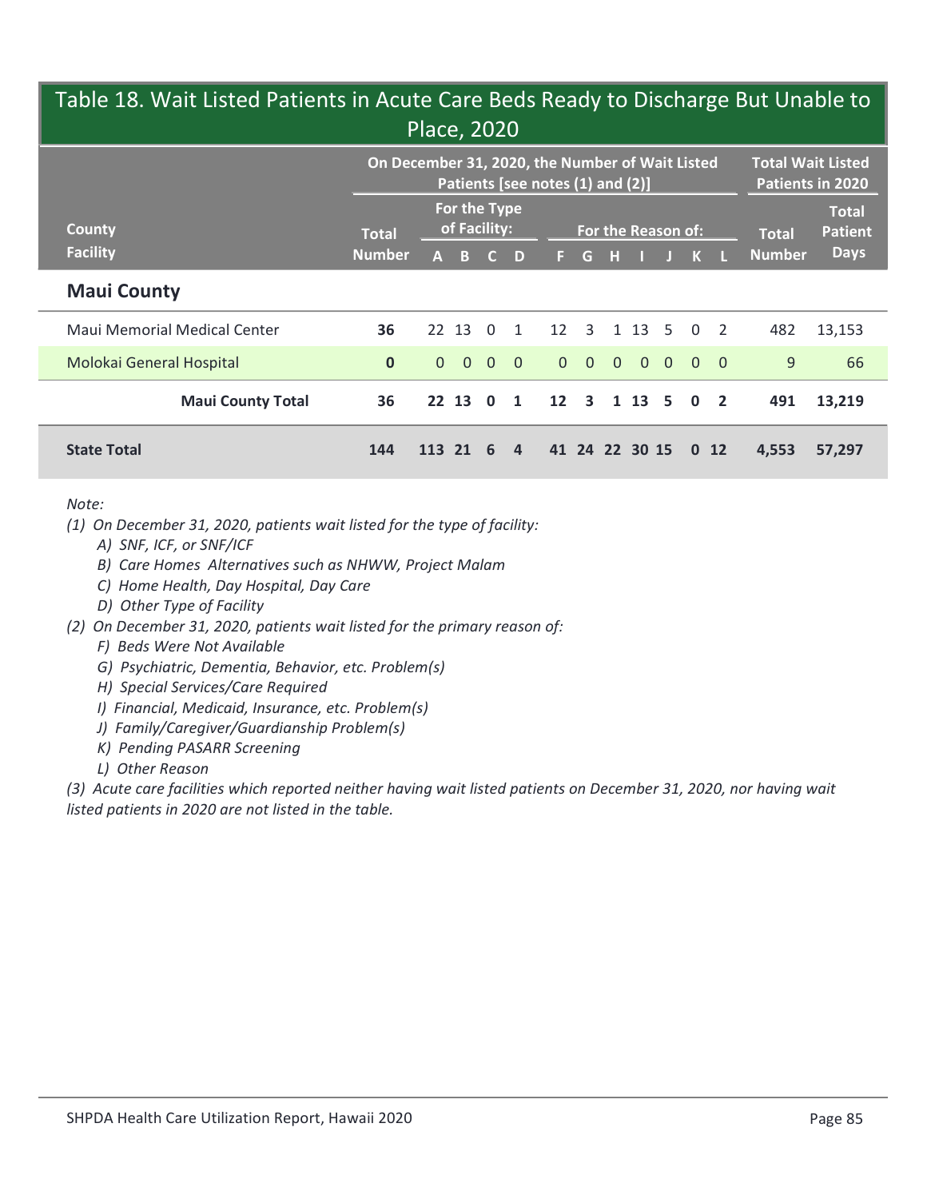## Table 18. Wait Listed Patients in Acute Care Beds Ready to Discharge But Unable to Place, 2020

| County Facility | On December 31, 2020, the Number of Wait Listed Patients [see notes (1) and (2)] | | | | | | | | | | | | | Total Wait Listed Patients in 2020 | |
|---|---|---|---|---|---|---|---|---|---|---|---|---|---|---|---|
| | Total Number | For the Type of Facility: | | | | For the Reason of: | | | | | | | | Total Number | Total Patient Days |
| | | A | B | C | D | F | G | H | I | J | K | L | | | |
| **Maui County** | | | | | | | | | | | | | | | |
| Maui Memorial Medical Center | **36** | 22 | 13 | 0 | 1 | 12 | 3 | 1 | 13 | 5 | 0 | 2 | | 482 | 13,153 |
| Molokai General Hospital | **0** | 0 | 0 | 0 | 0 | 0 | 0 | 0 | 0 | 0 | 0 | 0 | | 9 | 66 |
| **Maui County Total** | **36** | **22** | **13** | **0** | **1** | **12** | **3** | **1** | **13** | **5** | **0** | **2** | | **491** | **13,219** |
| **State Total** | **144** | **113** | **21** | **6** | **4** | **41** | **24** | **22** | **30** | **15** | **0** | **12** | | **4,553** | **57,297** |

*Note:*

*(1) On December 31, 2020, patients wait listed for the type of facility:*
- *A) SNF, ICF, or SNF/ICF*
- *B) Care Homes Alternatives such as NHWW, Project Malam*
- *C) Home Health, Day Hospital, Day Care*
- *D) Other Type of Facility*

*(2) On December 31, 2020, patients wait listed for the primary reason of:*
- *F) Beds Were Not Available*
- *G) Psychiatric, Dementia, Behavior, etc. Problem(s)*
- *H) Special Services/Care Required*
- *I) Financial, Medicaid, Insurance, etc. Problem(s)*
- *J) Family/Caregiver/Guardianship Problem(s)*
- *K) Pending PASARR Screening*
- *L) Other Reason*

*(3) Acute care facilities which reported neither having wait listed patients on December 31, 2020, nor having wait listed patients in 2020 are not listed in the table.*